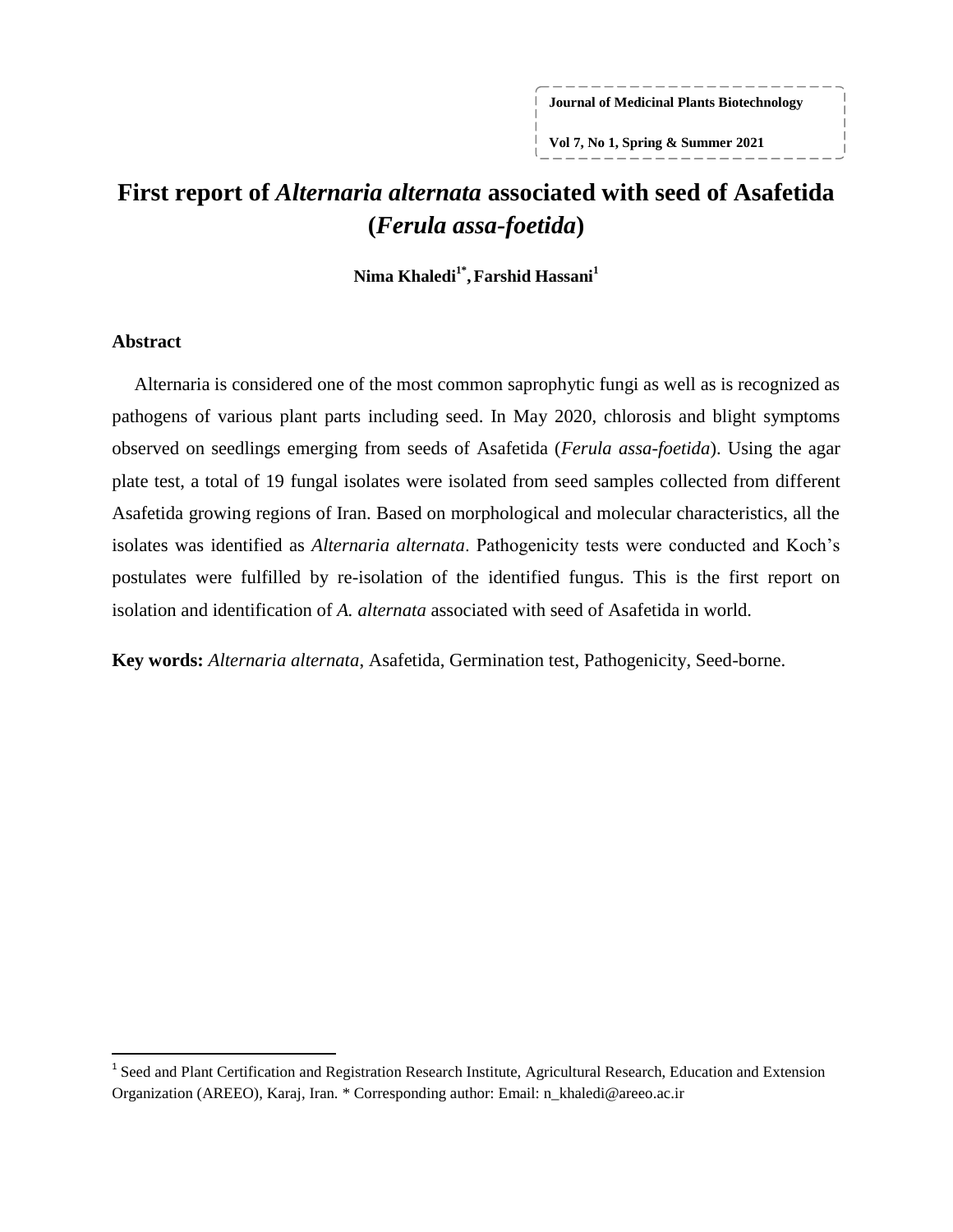# First report of *Alternaria alternata* associated with seed of Asafetida (*Ferula assa-foetida*)

**Nima Khaledi[1*], Farshid Hassani[1]**

## Abstract

Alternaria is considered one of the most common saprophytic fungi as well as is recognized as pathogens of various plant parts including seed. In May 2020, chlorosis and blight symptoms observed on seedlings emerging from seeds of Asafetida (*Ferula assa-foetida*). Using the agar plate test, a total of 19 fungal isolates were isolated from seed samples collected from different Asafetida growing regions of Iran. Based on morphological and molecular characteristics, all the isolates was identified as *Alternaria alternata*. Pathogenicity tests were conducted and Koch's postulates were fulfilled by re-isolation of the identified fungus. This is the first report on isolation and identification of *A. alternata* associated with seed of Asafetida in world.

**Key words:** *Alternaria alternata*, Asafetida, Germination test, Pathogenicity, Seed-borne.

---

[1] Seed and Plant Certification and Registration Research Institute, Agricultural Research, Education and Extension Organization (AREEO), Karaj, Iran. * Corresponding author: Email: n_khaledi@areeo.ac.ir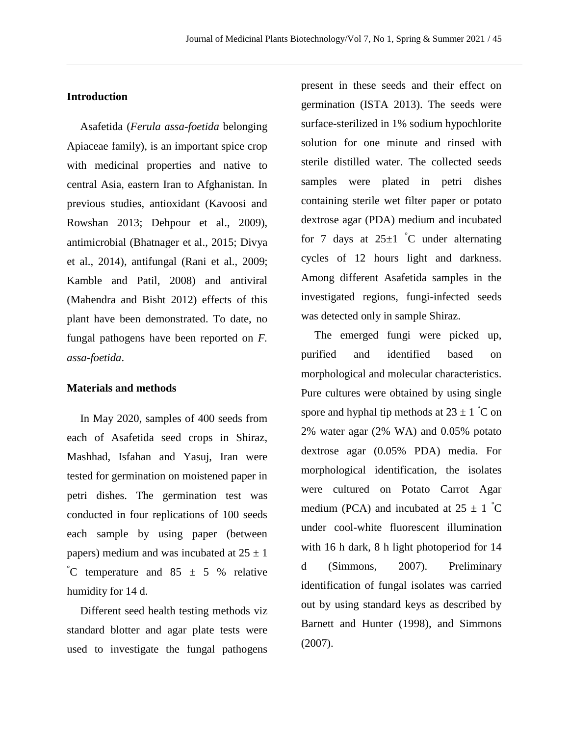## Introduction

Asafetida (*Ferula assa-foetida* belonging Apiaceae family), is an important spice crop with medicinal properties and native to central Asia, eastern Iran to Afghanistan. In previous studies, antioxidant (Kavoosi and Rowshan 2013; Dehpour et al., 2009), antimicrobial (Bhatnager et al., 2015; Divya et al., 2014), antifungal (Rani et al., 2009; Kamble and Patil, 2008) and antiviral (Mahendra and Bisht 2012) effects of this plant have been demonstrated. To date, no fungal pathogens have been reported on *F. assa-foetida*.

## Materials and methods

In May 2020, samples of 400 seeds from each of Asafetida seed crops in Shiraz, Mashhad, Isfahan and Yasuj, Iran were tested for germination on moistened paper in petri dishes. The germination test was conducted in four replications of 100 seeds each sample by using paper (between papers) medium and was incubated at 25 ± 1 °C temperature and 85 ± 5 % relative humidity for 14 d.

Different seed health testing methods viz standard blotter and agar plate tests were used to investigate the fungal pathogens present in these seeds and their effect on germination (ISTA 2013). The seeds were surface-sterilized in 1% sodium hypochlorite solution for one minute and rinsed with sterile distilled water. The collected seeds samples were plated in petri dishes containing sterile wet filter paper or potato dextrose agar (PDA) medium and incubated for 7 days at 25±1 °C under alternating cycles of 12 hours light and darkness. Among different Asafetida samples in the investigated regions, fungi-infected seeds was detected only in sample Shiraz.

The emerged fungi were picked up, purified and identified based on morphological and molecular characteristics. Pure cultures were obtained by using single spore and hyphal tip methods at 23 ± 1 °C on 2% water agar (2% WA) and 0.05% potato dextrose agar (0.05% PDA) media. For morphological identification, the isolates were cultured on Potato Carrot Agar medium (PCA) and incubated at 25 ± 1 °C under cool-white fluorescent illumination with 16 h dark, 8 h light photoperiod for 14 d (Simmons, 2007). Preliminary identification of fungal isolates was carried out by using standard keys as described by Barnett and Hunter (1998), and Simmons (2007).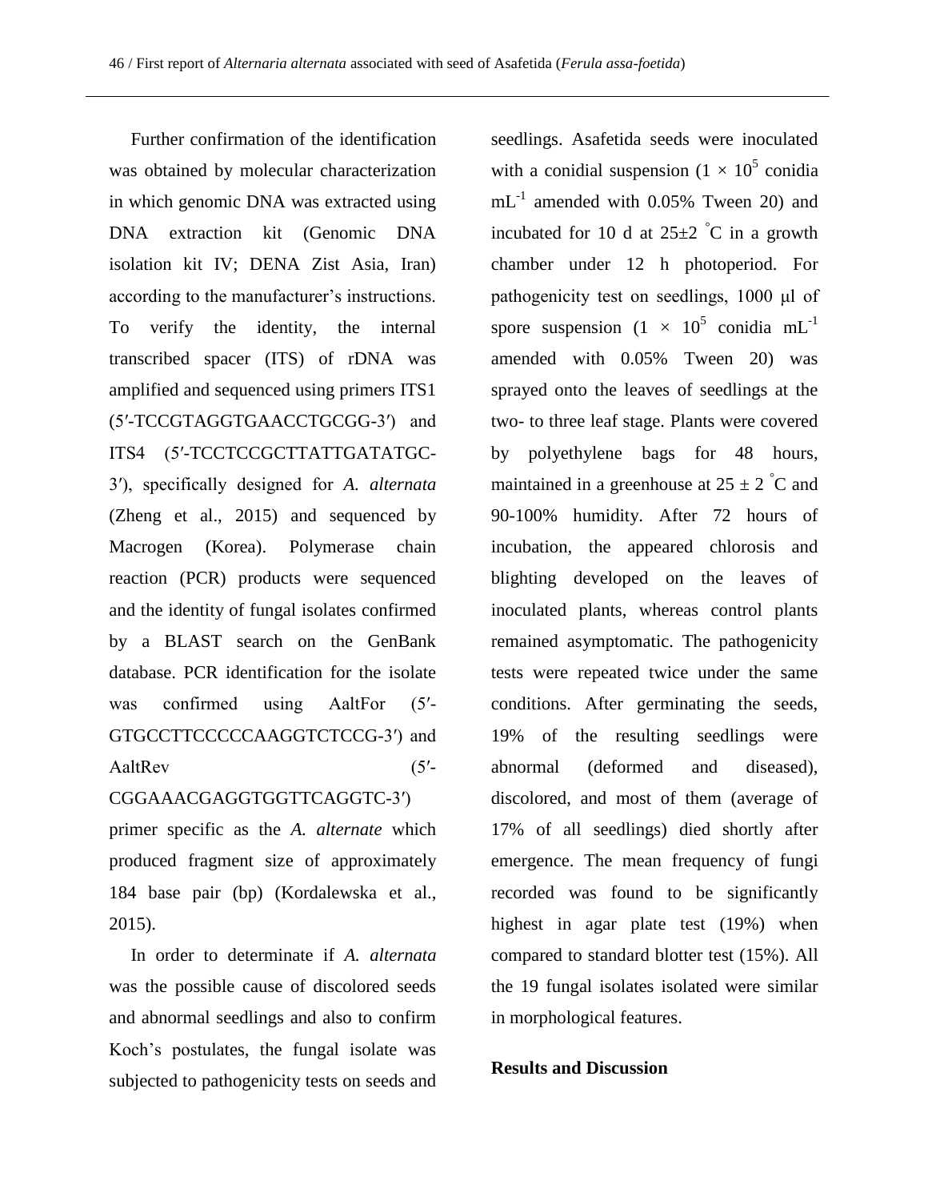Further confirmation of the identification was obtained by molecular characterization in which genomic DNA was extracted using DNA extraction kit (Genomic DNA isolation kit IV; DENA Zist Asia, Iran) according to the manufacturer's instructions. To verify the identity, the internal transcribed spacer (ITS) of rDNA was amplified and sequenced using primers ITS1 (5′-TCCGTAGGTGAACCTGCGG-3′) and ITS4 (5′-TCCTCCGCTTATTGATATGC-3′), specifically designed for *A. alternata* (Zheng et al., 2015) and sequenced by Macrogen (Korea). Polymerase chain reaction (PCR) products were sequenced and the identity of fungal isolates confirmed by a BLAST search on the GenBank database. PCR identification for the isolate was confirmed using AaltFor (5′-GTGCCTTCCCCCAAGGTCTCCG-3′) and AaltRev (5′-CGGAAACGAGGTGGTTCAGGTC-3′) primer specific as the *A. alternate* which produced fragment size of approximately 184 base pair (bp) (Kordalewska et al., 2015).

In order to determinate if *A. alternata* was the possible cause of discolored seeds and abnormal seedlings and also to confirm Koch's postulates, the fungal isolate was subjected to pathogenicity tests on seeds and seedlings. Asafetida seeds were inoculated with a conidial suspension ($1 \times 10^5$ conidia $mL^{-1}$ amended with 0.05% Tween 20) and incubated for 10 d at $25\pm2$ °C in a growth chamber under 12 h photoperiod. For pathogenicity test on seedlings, 1000 μl of spore suspension ($1 \times 10^5$ conidia $mL^{-1}$ amended with 0.05% Tween 20) was sprayed onto the leaves of seedlings at the two- to three leaf stage. Plants were covered by polyethylene bags for 48 hours, maintained in a greenhouse at $25 \pm 2$ °C and 90-100% humidity. After 72 hours of incubation, the appeared chlorosis and blighting developed on the leaves of inoculated plants, whereas control plants remained asymptomatic. The pathogenicity tests were repeated twice under the same conditions. After germinating the seeds, 19% of the resulting seedlings were abnormal (deformed and diseased), discolored, and most of them (average of 17% of all seedlings) died shortly after emergence. The mean frequency of fungi recorded was found to be significantly highest in agar plate test (19%) when compared to standard blotter test (15%). All the 19 fungal isolates isolated were similar in morphological features.

## Results and Discussion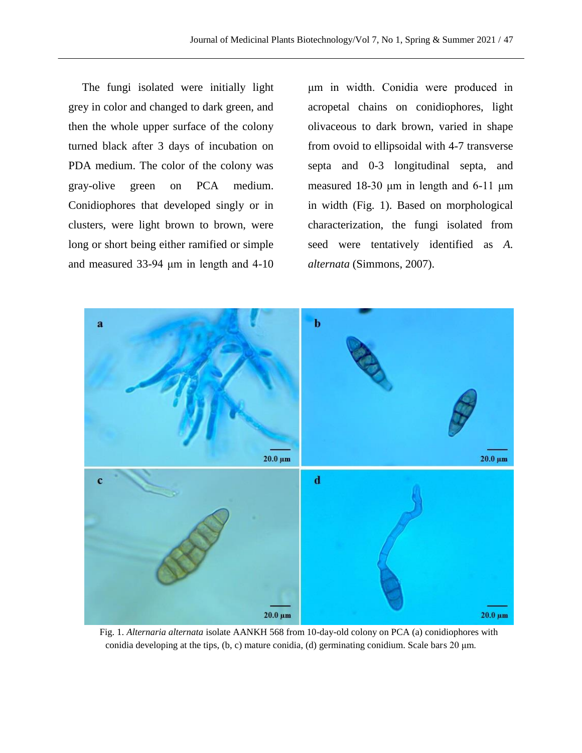The fungi isolated were initially light grey in color and changed to dark green, and then the whole upper surface of the colony turned black after 3 days of incubation on PDA medium. The color of the colony was gray-olive green on PCA medium. Conidiophores that developed singly or in clusters, were light brown to brown, were long or short being either ramified or simple and measured 33-94 μm in length and 4-10 μm in width. Conidia were produced in acropetal chains on conidiophores, light olivaceous to dark brown, varied in shape from ovoid to ellipsoidal with 4-7 transverse septa and 0-3 longitudinal septa, and measured 18-30 μm in length and 6-11 μm in width (Fig. 1). Based on morphological characterization, the fungi isolated from seed were tentatively identified as *A. alternata* (Simmons, 2007).

Fig. 1. *Alternaria alternata* isolate AANKH 568 from 10-day-old colony on PCA (a) conidiophores with conidia developing at the tips, (b, c) mature conidia, (d) germinating conidium. Scale bars 20 μm.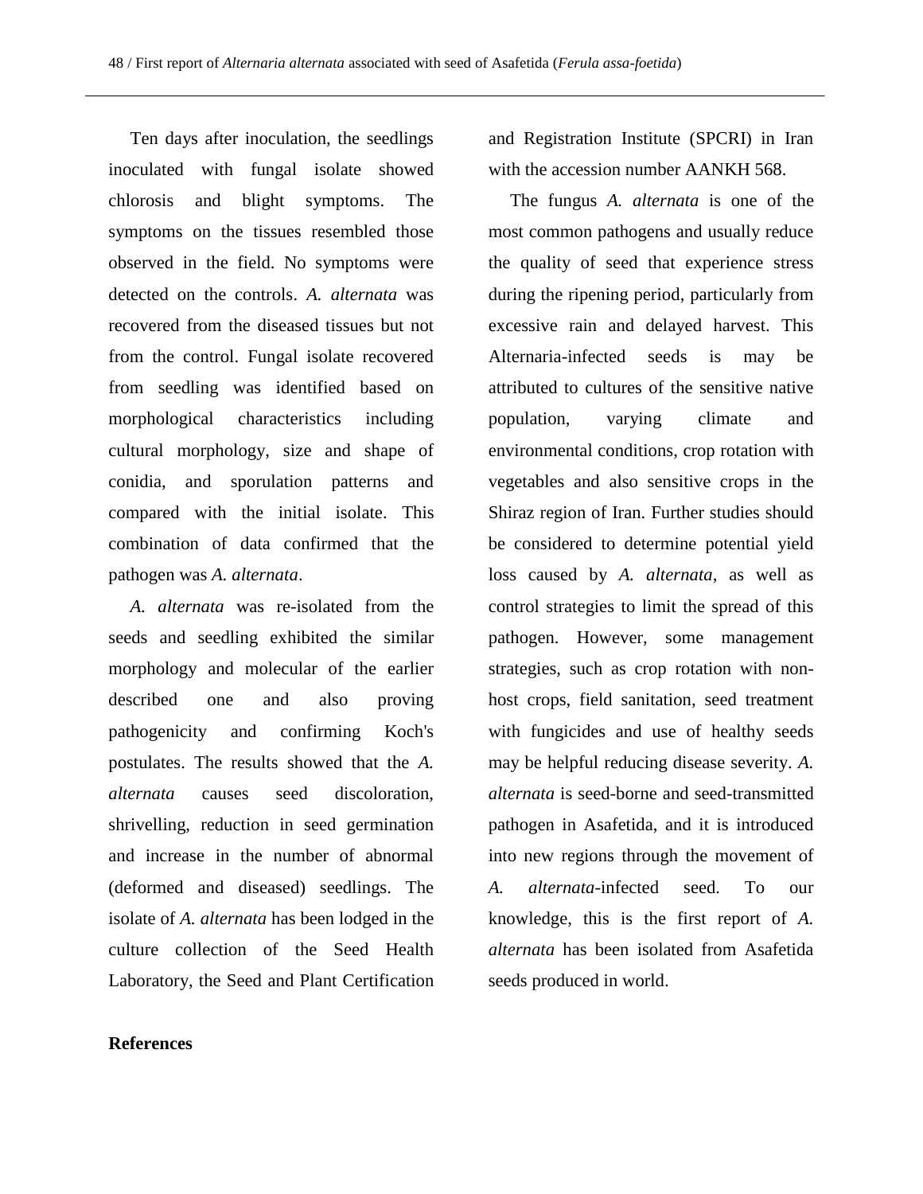Ten days after inoculation, the seedlings inoculated with fungal isolate showed chlorosis and blight symptoms. The symptoms on the tissues resembled those observed in the field. No symptoms were detected on the controls. *A. alternata* was recovered from the diseased tissues but not from the control. Fungal isolate recovered from seedling was identified based on morphological characteristics including cultural morphology, size and shape of conidia, and sporulation patterns and compared with the initial isolate. This combination of data confirmed that the pathogen was *A. alternata*.

*A. alternata* was re-isolated from the seeds and seedling exhibited the similar morphology and molecular of the earlier described one and also proving pathogenicity and confirming Koch's postulates. The results showed that the *A. alternata* causes seed discoloration, shrivelling, reduction in seed germination and increase in the number of abnormal (deformed and diseased) seedlings. The isolate of *A. alternata* has been lodged in the culture collection of the Seed Health Laboratory, the Seed and Plant Certification and Registration Institute (SPCRI) in Iran with the accession number AANKH 568.

The fungus *A. alternata* is one of the most common pathogens and usually reduce the quality of seed that experience stress during the ripening period, particularly from excessive rain and delayed harvest. This Alternaria-infected seeds is may be attributed to cultures of the sensitive native population, varying climate and environmental conditions, crop rotation with vegetables and also sensitive crops in the Shiraz region of Iran. Further studies should be considered to determine potential yield loss caused by *A. alternata*, as well as control strategies to limit the spread of this pathogen. However, some management strategies, such as crop rotation with non-host crops, field sanitation, seed treatment with fungicides and use of healthy seeds may be helpful reducing disease severity. *A. alternata* is seed-borne and seed-transmitted pathogen in Asafetida, and it is introduced into new regions through the movement of *A. alternata*-infected seed. To our knowledge, this is the first report of *A. alternata* has been isolated from Asafetida seeds produced in world.

**References**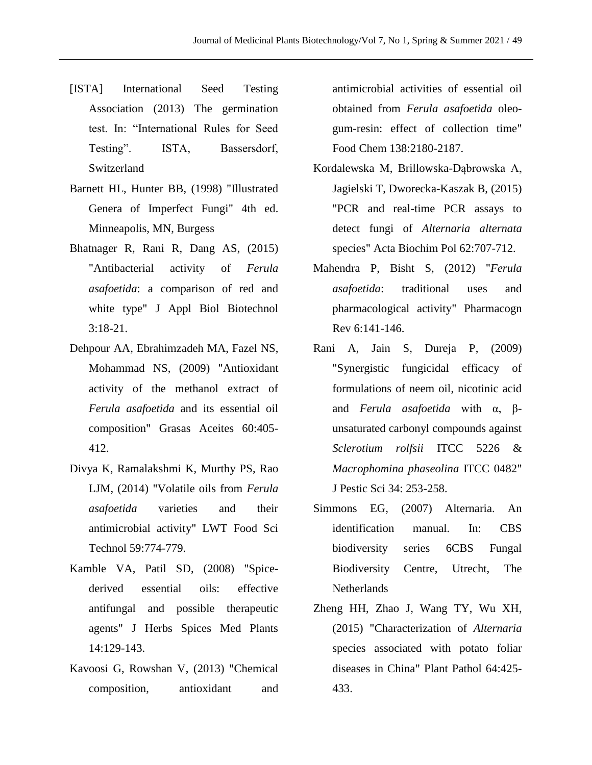[ISTA] International Seed Testing Association (2013) The germination test. In: “International Rules for Seed Testing”. ISTA, Bassersdorf, Switzerland

Barnett HL, Hunter BB, (1998) "Illustrated Genera of Imperfect Fungi" 4th ed. Minneapolis, MN, Burgess

Bhatnager R, Rani R, Dang AS, (2015) "Antibacterial activity of *Ferula asafoetida*: a comparison of red and white type" J Appl Biol Biotechnol 3:18-21.

Dehpour AA, Ebrahimzadeh MA, Fazel NS, Mohammad NS, (2009) "Antioxidant activity of the methanol extract of *Ferula asafoetida* and its essential oil composition" Grasas Aceites 60:405-412.

Divya K, Ramalakshmi K, Murthy PS, Rao LJM, (2014) "Volatile oils from *Ferula asafoetida* varieties and their antimicrobial activity" LWT Food Sci Technol 59:774-779.

Kamble VA, Patil SD, (2008) "Spice-derived essential oils: effective antifungal and possible therapeutic agents" J Herbs Spices Med Plants 14:129-143.

Kavoosi G, Rowshan V, (2013) "Chemical composition, antioxidant and antimicrobial activities of essential oil obtained from *Ferula asafoetida* oleo-gum-resin: effect of collection time" Food Chem 138:2180-2187.

Kordalewska M, Brillowska-Dąbrowska A, Jagielski T, Dworecka-Kaszak B, (2015) "PCR and real-time PCR assays to detect fungi of *Alternaria alternata* species" Acta Biochim Pol 62:707-712.

Mahendra P, Bisht S, (2012) "*Ferula asafoetida*: traditional uses and pharmacological activity" Pharmacogn Rev 6:141-146.

Rani A, Jain S, Dureja P, (2009) "Synergistic fungicidal efficacy of formulations of neem oil, nicotinic acid and *Ferula asafoetida* with α, β-unsaturated carbonyl compounds against *Sclerotium rolfsii* ITCC 5226 & *Macrophomina phaseolina* ITCC 0482" J Pestic Sci 34: 253-258.

Simmons EG, (2007) Alternaria. An identification manual. In: CBS biodiversity series 6CBS Fungal Biodiversity Centre, Utrecht, The Netherlands

Zheng HH, Zhao J, Wang TY, Wu XH, (2015) "Characterization of *Alternaria* species associated with potato foliar diseases in China" Plant Pathol 64:425-433.